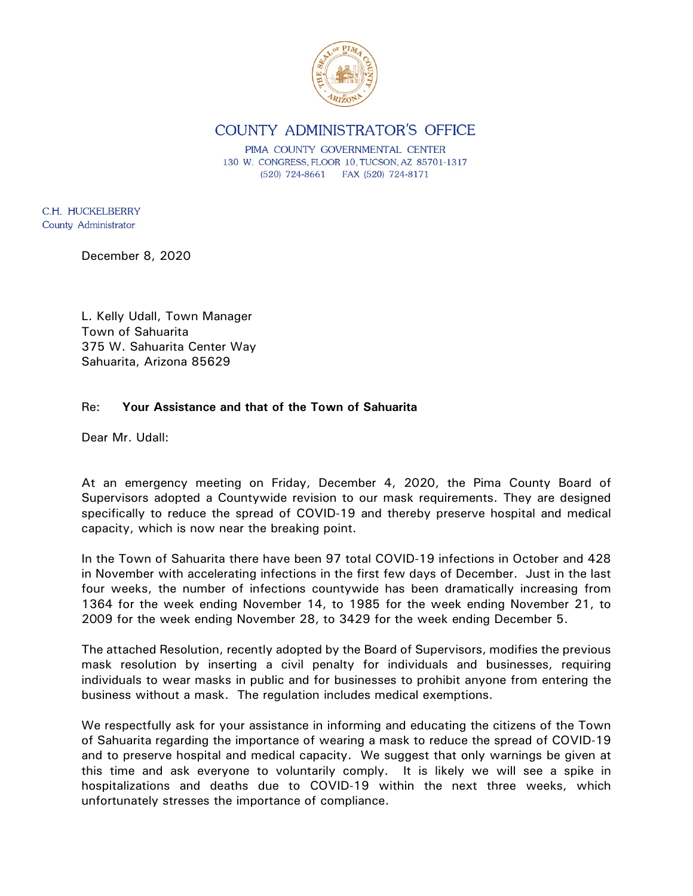# COUNTY ADMINISTRATOR'S OFFICE

PIMA COUNTY GOVERNMENTAL CENTER
130 W. CONGRESS, FLOOR 10, TUCSON, AZ 85701-1317
(520) 724-8661 FAX (520) 724-8171

C.H. HUCKELBERRY
County Administrator

December 8, 2020

L. Kelly Udall, Town Manager
Town of Sahuarita
375 W. Sahuarita Center Way
Sahuarita, Arizona 85629

Re: **Your Assistance and that of the Town of Sahuarita**

Dear Mr. Udall:

At an emergency meeting on Friday, December 4, 2020, the Pima County Board of Supervisors adopted a Countywide revision to our mask requirements. They are designed specifically to reduce the spread of COVID-19 and thereby preserve hospital and medical capacity, which is now near the breaking point.

In the Town of Sahuarita there have been 97 total COVID-19 infections in October and 428 in November with accelerating infections in the first few days of December. Just in the last four weeks, the number of infections countywide has been dramatically increasing from 1364 for the week ending November 14, to 1985 for the week ending November 21, to 2009 for the week ending November 28, to 3429 for the week ending December 5.

The attached Resolution, recently adopted by the Board of Supervisors, modifies the previous mask resolution by inserting a civil penalty for individuals and businesses, requiring individuals to wear masks in public and for businesses to prohibit anyone from entering the business without a mask. The regulation includes medical exemptions.

We respectfully ask for your assistance in informing and educating the citizens of the Town of Sahuarita regarding the importance of wearing a mask to reduce the spread of COVID-19 and to preserve hospital and medical capacity. We suggest that only warnings be given at this time and ask everyone to voluntarily comply. It is likely we will see a spike in hospitalizations and deaths due to COVID-19 within the next three weeks, which unfortunately stresses the importance of compliance.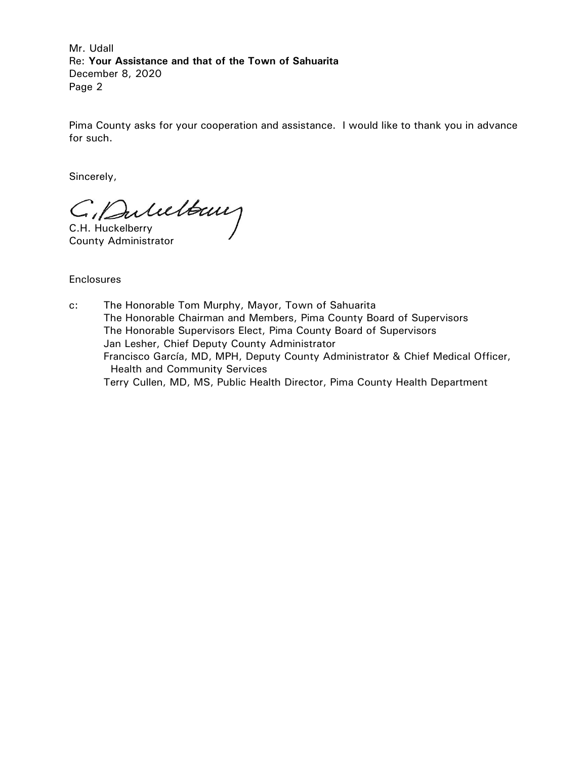Pima County asks for your cooperation and assistance. I would like to thank you in advance for such.

Sincerely,

C.H. Huckelberry
County Administrator

Enclosures

c: The Honorable Tom Murphy, Mayor, Town of Sahuarita
The Honorable Chairman and Members, Pima County Board of Supervisors
The Honorable Supervisors Elect, Pima County Board of Supervisors
Jan Lesher, Chief Deputy County Administrator
Francisco García, MD, MPH, Deputy County Administrator & Chief Medical Officer, Health and Community Services
Terry Cullen, MD, MS, Public Health Director, Pima County Health Department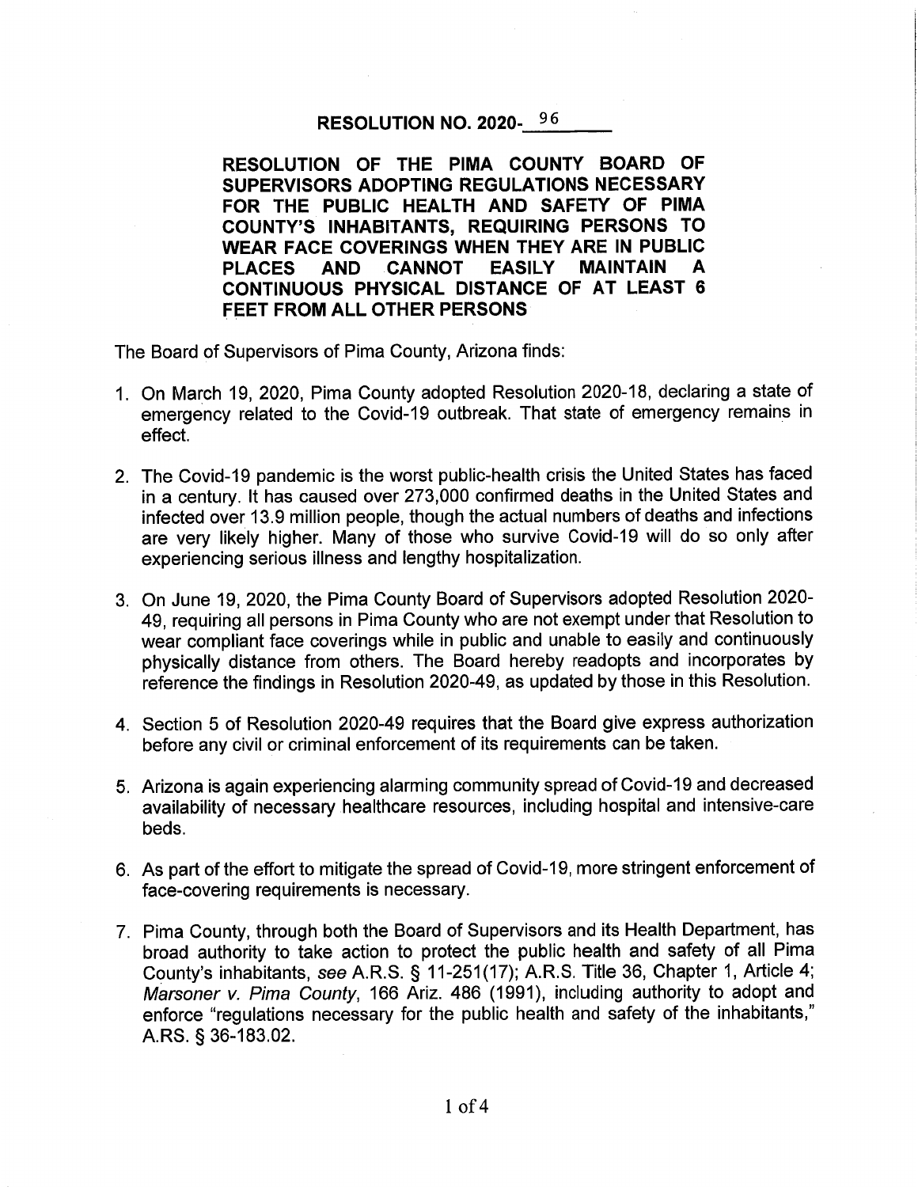**RESOLUTION NO. 2020-96**

**RESOLUTION OF THE PIMA COUNTY BOARD OF SUPERVISORS ADOPTING REGULATIONS NECESSARY FOR THE PUBLIC HEALTH AND SAFETY OF PIMA COUNTY'S INHABITANTS, REQUIRING PERSONS TO WEAR FACE COVERINGS WHEN THEY ARE IN PUBLIC PLACES AND CANNOT EASILY MAINTAIN A CONTINUOUS PHYSICAL DISTANCE OF AT LEAST 6 FEET FROM ALL OTHER PERSONS**

The Board of Supervisors of Pima County, Arizona finds:

1. On March 19, 2020, Pima County adopted Resolution 2020-18, declaring a state of emergency related to the Covid-19 outbreak. That state of emergency remains in effect.

2. The Covid-19 pandemic is the worst public-health crisis the United States has faced in a century. It has caused over 273,000 confirmed deaths in the United States and infected over 13.9 million people, though the actual numbers of deaths and infections are very likely higher. Many of those who survive Covid-19 will do so only after experiencing serious illness and lengthy hospitalization.

3. On June 19, 2020, the Pima County Board of Supervisors adopted Resolution 2020-49, requiring all persons in Pima County who are not exempt under that Resolution to wear compliant face coverings while in public and unable to easily and continuously physically distance from others. The Board hereby readopts and incorporates by reference the findings in Resolution 2020-49, as updated by those in this Resolution.

4. Section 5 of Resolution 2020-49 requires that the Board give express authorization before any civil or criminal enforcement of its requirements can be taken.

5. Arizona is again experiencing alarming community spread of Covid-19 and decreased availability of necessary healthcare resources, including hospital and intensive-care beds.

6. As part of the effort to mitigate the spread of Covid-19, more stringent enforcement of face-covering requirements is necessary.

7. Pima County, through both the Board of Supervisors and its Health Department, has broad authority to take action to protect the public health and safety of all Pima County's inhabitants, *see* A.R.S. § 11-251(17); A.R.S. Title 36, Chapter 1, Article 4; *Marsoner v. Pima County*, 166 Ariz. 486 (1991), including authority to adopt and enforce "regulations necessary for the public health and safety of the inhabitants," A.RS. § 36-183.02.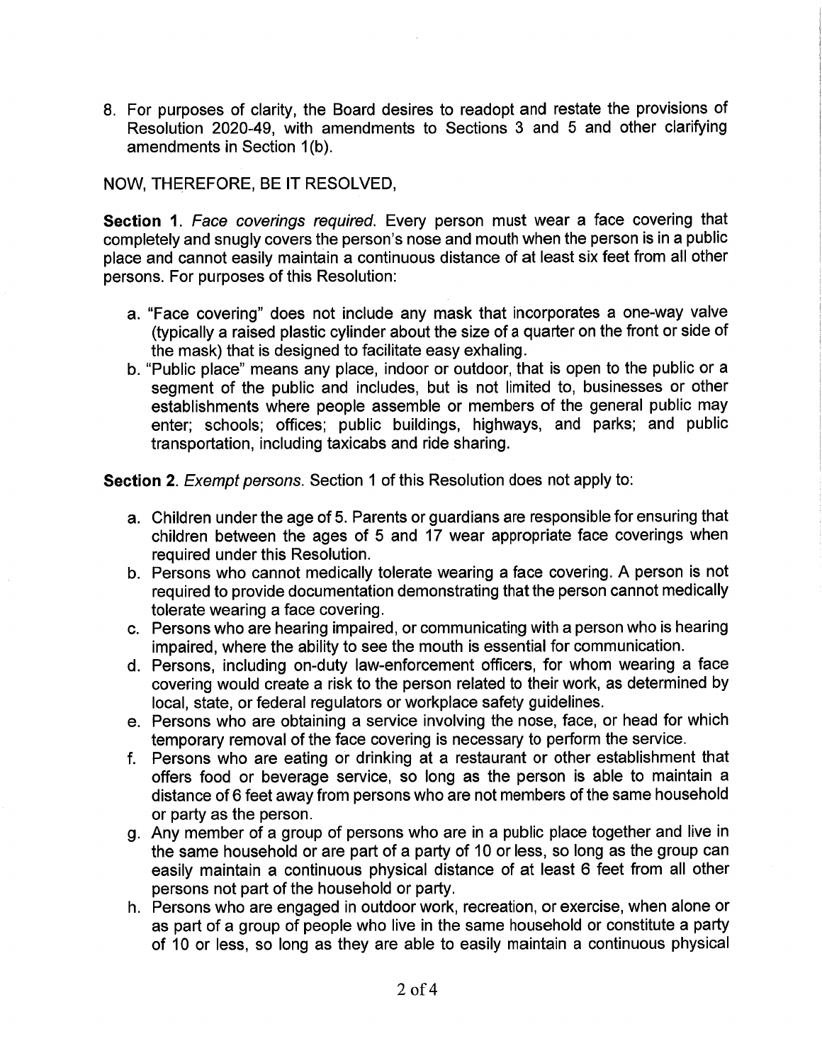8. For purposes of clarity, the Board desires to readopt and restate the provisions of Resolution 2020-49, with amendments to Sections 3 and 5 and other clarifying amendments in Section 1(b).

NOW, THEREFORE, BE IT RESOLVED,

**Section 1**. *Face coverings required.* Every person must wear a face covering that completely and snugly covers the person's nose and mouth when the person is in a public place and cannot easily maintain a continuous distance of at least six feet from all other persons. For purposes of this Resolution:

a. "Face covering" does not include any mask that incorporates a one-way valve (typically a raised plastic cylinder about the size of a quarter on the front or side of the mask) that is designed to facilitate easy exhaling.
b. "Public place" means any place, indoor or outdoor, that is open to the public or a segment of the public and includes, but is not limited to, businesses or other establishments where people assemble or members of the general public may enter; schools; offices; public buildings, highways, and parks; and public transportation, including taxicabs and ride sharing.

**Section 2**. *Exempt persons.* Section 1 of this Resolution does not apply to:

a. Children under the age of 5. Parents or guardians are responsible for ensuring that children between the ages of 5 and 17 wear appropriate face coverings when required under this Resolution.
b. Persons who cannot medically tolerate wearing a face covering. A person is not required to provide documentation demonstrating that the person cannot medically tolerate wearing a face covering.
c. Persons who are hearing impaired, or communicating with a person who is hearing impaired, where the ability to see the mouth is essential for communication.
d. Persons, including on-duty law-enforcement officers, for whom wearing a face covering would create a risk to the person related to their work, as determined by local, state, or federal regulators or workplace safety guidelines.
e. Persons who are obtaining a service involving the nose, face, or head for which temporary removal of the face covering is necessary to perform the service.
f. Persons who are eating or drinking at a restaurant or other establishment that offers food or beverage service, so long as the person is able to maintain a distance of 6 feet away from persons who are not members of the same household or party as the person.
g. Any member of a group of persons who are in a public place together and live in the same household or are part of a party of 10 or less, so long as the group can easily maintain a continuous physical distance of at least 6 feet from all other persons not part of the household or party.
h. Persons who are engaged in outdoor work, recreation, or exercise, when alone or as part of a group of people who live in the same household or constitute a party of 10 or less, so long as they are able to easily maintain a continuous physical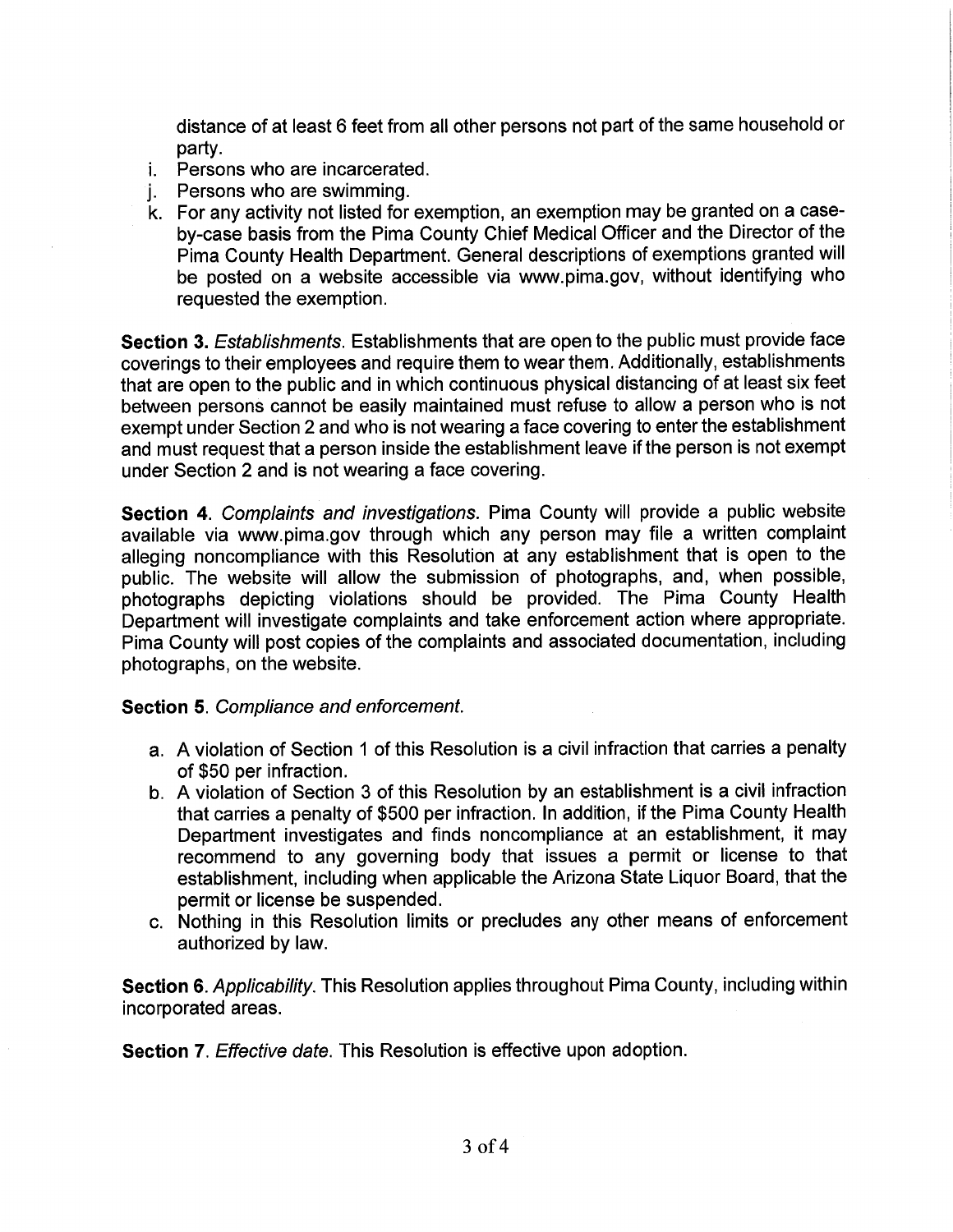distance of at least 6 feet from all other persons not part of the same household or party.

i. Persons who are incarcerated.
j. Persons who are swimming.
k. For any activity not listed for exemption, an exemption may be granted on a case-by-case basis from the Pima County Chief Medical Officer and the Director of the Pima County Health Department. General descriptions of exemptions granted will be posted on a website accessible via www.pima.gov, without identifying who requested the exemption.

**Section 3.** *Establishments.* Establishments that are open to the public must provide face coverings to their employees and require them to wear them. Additionally, establishments that are open to the public and in which continuous physical distancing of at least six feet between persons cannot be easily maintained must refuse to allow a person who is not exempt under Section 2 and who is not wearing a face covering to enter the establishment and must request that a person inside the establishment leave if the person is not exempt under Section 2 and is not wearing a face covering.

**Section 4.** *Complaints and investigations.* Pima County will provide a public website available via www.pima.gov through which any person may file a written complaint alleging noncompliance with this Resolution at any establishment that is open to the public. The website will allow the submission of photographs, and, when possible, photographs depicting violations should be provided. The Pima County Health Department will investigate complaints and take enforcement action where appropriate. Pima County will post copies of the complaints and associated documentation, including photographs, on the website.

**Section 5.** *Compliance and enforcement.*

a. A violation of Section 1 of this Resolution is a civil infraction that carries a penalty of $50 per infraction.
b. A violation of Section 3 of this Resolution by an establishment is a civil infraction that carries a penalty of $500 per infraction. In addition, if the Pima County Health Department investigates and finds noncompliance at an establishment, it may recommend to any governing body that issues a permit or license to that establishment, including when applicable the Arizona State Liquor Board, that the permit or license be suspended.
c. Nothing in this Resolution limits or precludes any other means of enforcement authorized by law.

**Section 6.** *Applicability.* This Resolution applies throughout Pima County, including within incorporated areas.

**Section 7.** *Effective date.* This Resolution is effective upon adoption.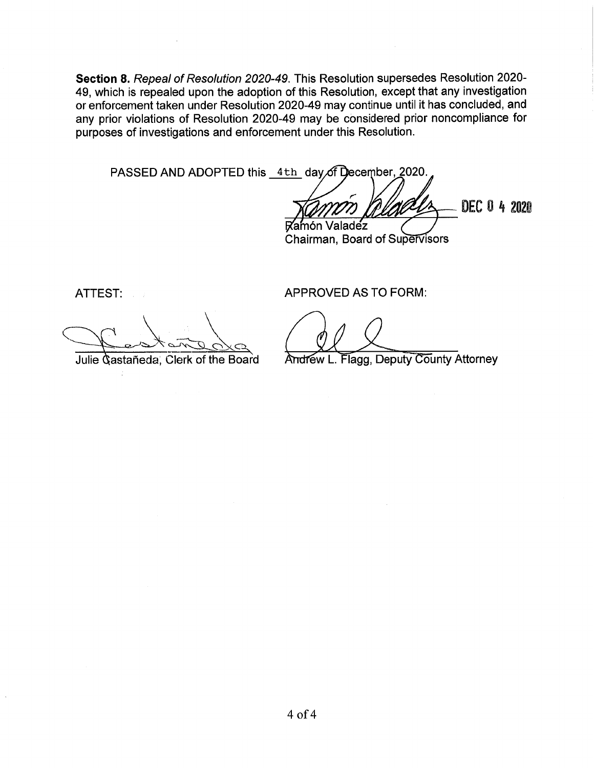**Section 8.** *Repeal of Resolution 2020-49.* This Resolution supersedes Resolution 2020-49, which is repealed upon the adoption of this Resolution, except that any investigation or enforcement taken under Resolution 2020-49 may continue until it has concluded, and any prior violations of Resolution 2020-49 may be considered prior noncompliance for purposes of investigations and enforcement under this Resolution.

PASSED AND ADOPTED this 4th day of December, 2020.

DEC 0 4 2020

Ramón Valadez
Chairman, Board of Supervisors

ATTEST:

Julie Castañeda, Clerk of the Board

APPROVED AS TO FORM:

Andrew L. Flagg, Deputy County Attorney